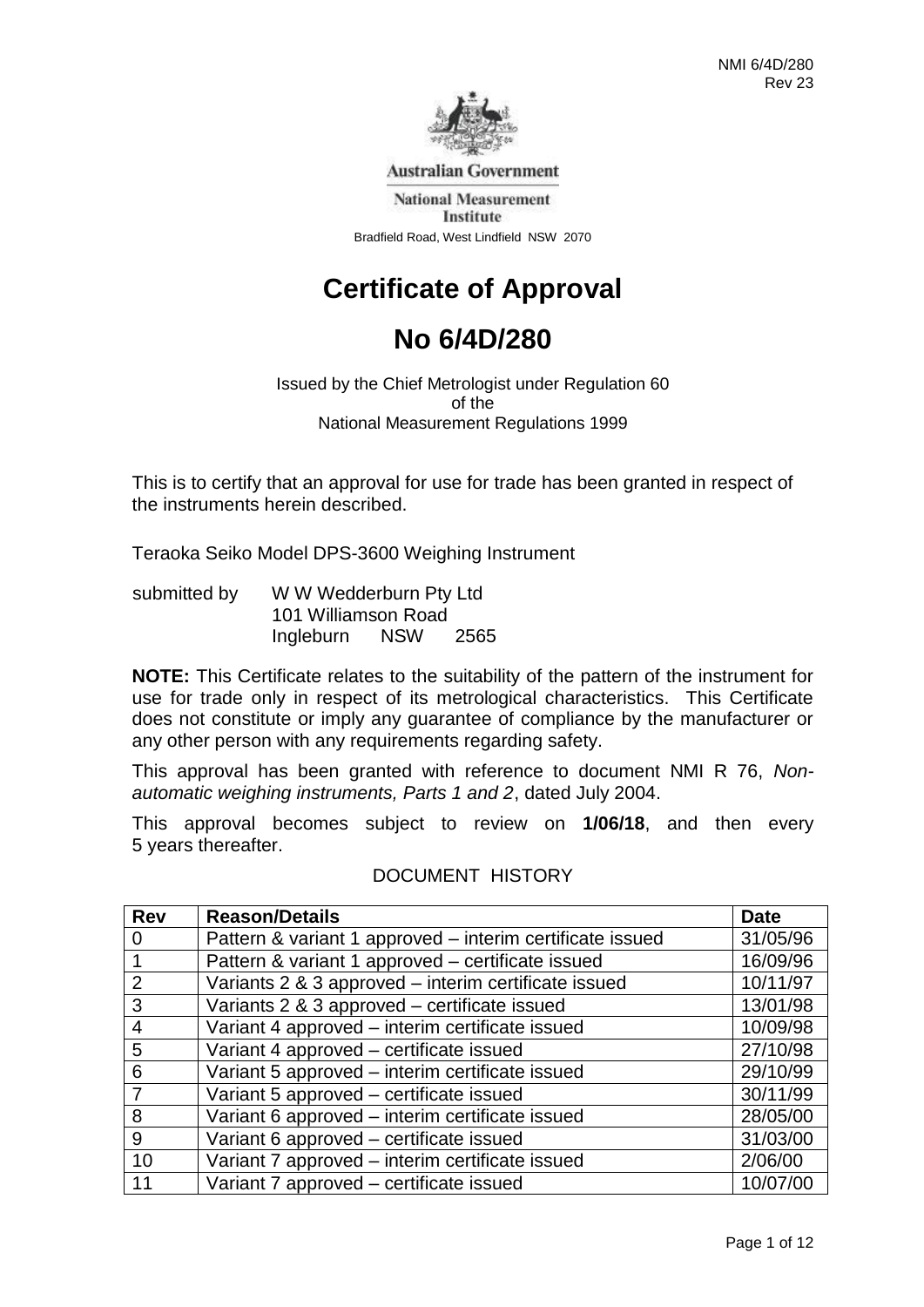Australian Government

National Measurement Institute

Bradfield Road, West Lindfield NSW 2070

# Certificate of Approval

# No 6/4D/280

Issued by the Chief Metrologist under Regulation 60
of the
National Measurement Regulations 1999

This is to certify that an approval for use for trade has been granted in respect of the instruments herein described.

Teraoka Seiko Model DPS-3600 Weighing Instrument

submitted by W W Wedderburn Pty Ltd
101 Williamson Road
Ingleburn NSW 2565

**NOTE:** This Certificate relates to the suitability of the pattern of the instrument for use for trade only in respect of its metrological characteristics. This Certificate does not constitute or imply any guarantee of compliance by the manufacturer or any other person with any requirements regarding safety.

This approval has been granted with reference to document NMI R 76, *Non-automatic weighing instruments, Parts 1 and 2*, dated July 2004.

This approval becomes subject to review on **1/06/18**, and then every 5 years thereafter.

DOCUMENT HISTORY

| **Rev** | **Reason/Details** | **Date** |
|---|---|---|
| 0 | Pattern & variant 1 approved – interim certificate issued | 31/05/96 |
| 1 | Pattern & variant 1 approved – certificate issued | 16/09/96 |
| 2 | Variants 2 & 3 approved – interim certificate issued | 10/11/97 |
| 3 | Variants 2 & 3 approved – certificate issued | 13/01/98 |
| 4 | Variant 4 approved – interim certificate issued | 10/09/98 |
| 5 | Variant 4 approved – certificate issued | 27/10/98 |
| 6 | Variant 5 approved – interim certificate issued | 29/10/99 |
| 7 | Variant 5 approved – certificate issued | 30/11/99 |
| 8 | Variant 6 approved – interim certificate issued | 28/05/00 |
| 9 | Variant 6 approved – certificate issued | 31/03/00 |
| 10 | Variant 7 approved – interim certificate issued | 2/06/00 |
| 11 | Variant 7 approved – certificate issued | 10/07/00 |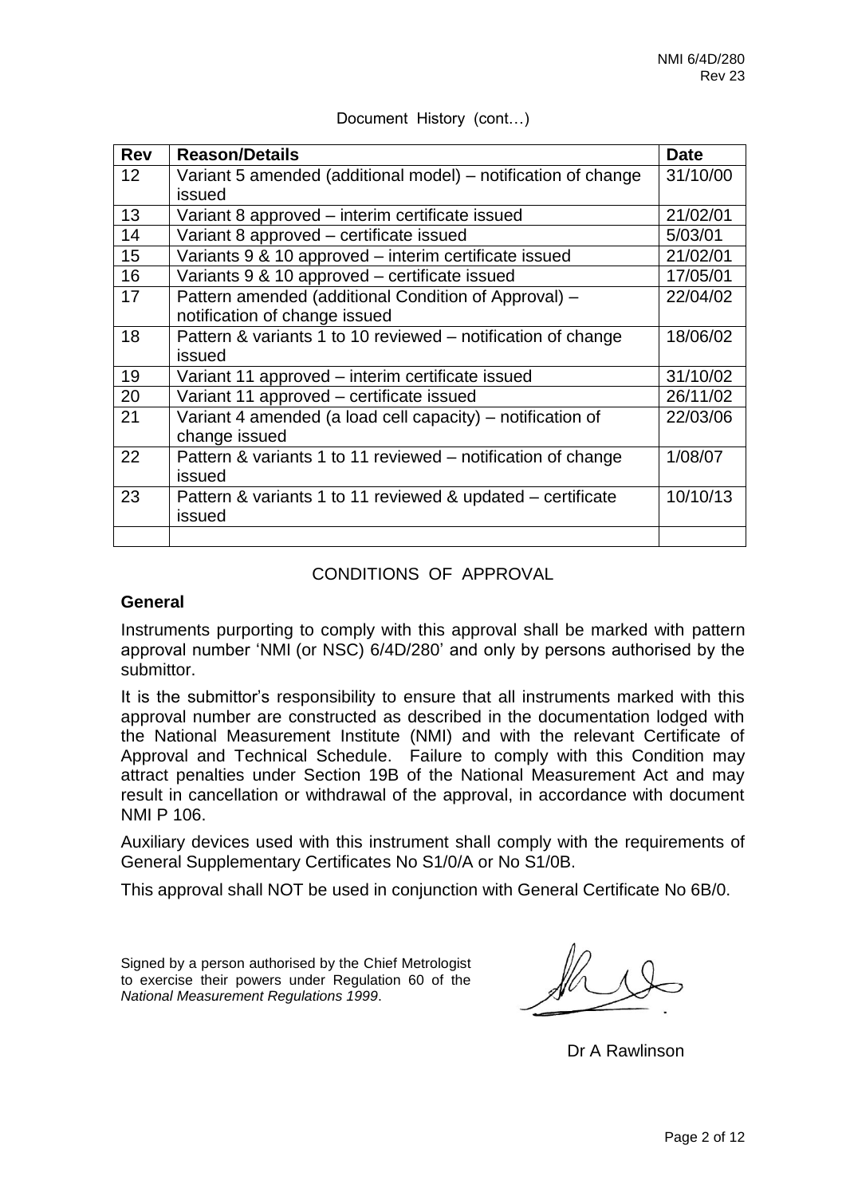Document History (cont…)

| Rev | Reason/Details | Date |
|---|---|---|
| 12 | Variant 5 amended (additional model) – notification of change issued | 31/10/00 |
| 13 | Variant 8 approved – interim certificate issued | 21/02/01 |
| 14 | Variant 8 approved – certificate issued | 5/03/01 |
| 15 | Variants 9 & 10 approved – interim certificate issued | 21/02/01 |
| 16 | Variants 9 & 10 approved – certificate issued | 17/05/01 |
| 17 | Pattern amended (additional Condition of Approval) – notification of change issued | 22/04/02 |
| 18 | Pattern & variants 1 to 10 reviewed – notification of change issued | 18/06/02 |
| 19 | Variant 11 approved – interim certificate issued | 31/10/02 |
| 20 | Variant 11 approved – certificate issued | 26/11/02 |
| 21 | Variant 4 amended (a load cell capacity) – notification of change issued | 22/03/06 |
| 22 | Pattern & variants 1 to 11 reviewed – notification of change issued | 1/08/07 |
| 23 | Pattern & variants 1 to 11 reviewed & updated – certificate issued | 10/10/13 |
| | | |

## CONDITIONS OF APPROVAL

### General

Instruments purporting to comply with this approval shall be marked with pattern approval number 'NMI (or NSC) 6/4D/280' and only by persons authorised by the submittor.

It is the submittor's responsibility to ensure that all instruments marked with this approval number are constructed as described in the documentation lodged with the National Measurement Institute (NMI) and with the relevant Certificate of Approval and Technical Schedule. Failure to comply with this Condition may attract penalties under Section 19B of the National Measurement Act and may result in cancellation or withdrawal of the approval, in accordance with document NMI P 106.

Auxiliary devices used with this instrument shall comply with the requirements of General Supplementary Certificates No S1/0/A or No S1/0B.

This approval shall NOT be used in conjunction with General Certificate No 6B/0.

Signed by a person authorised by the Chief Metrologist to exercise their powers under Regulation 60 of the *National Measurement Regulations 1999*.

Dr A Rawlinson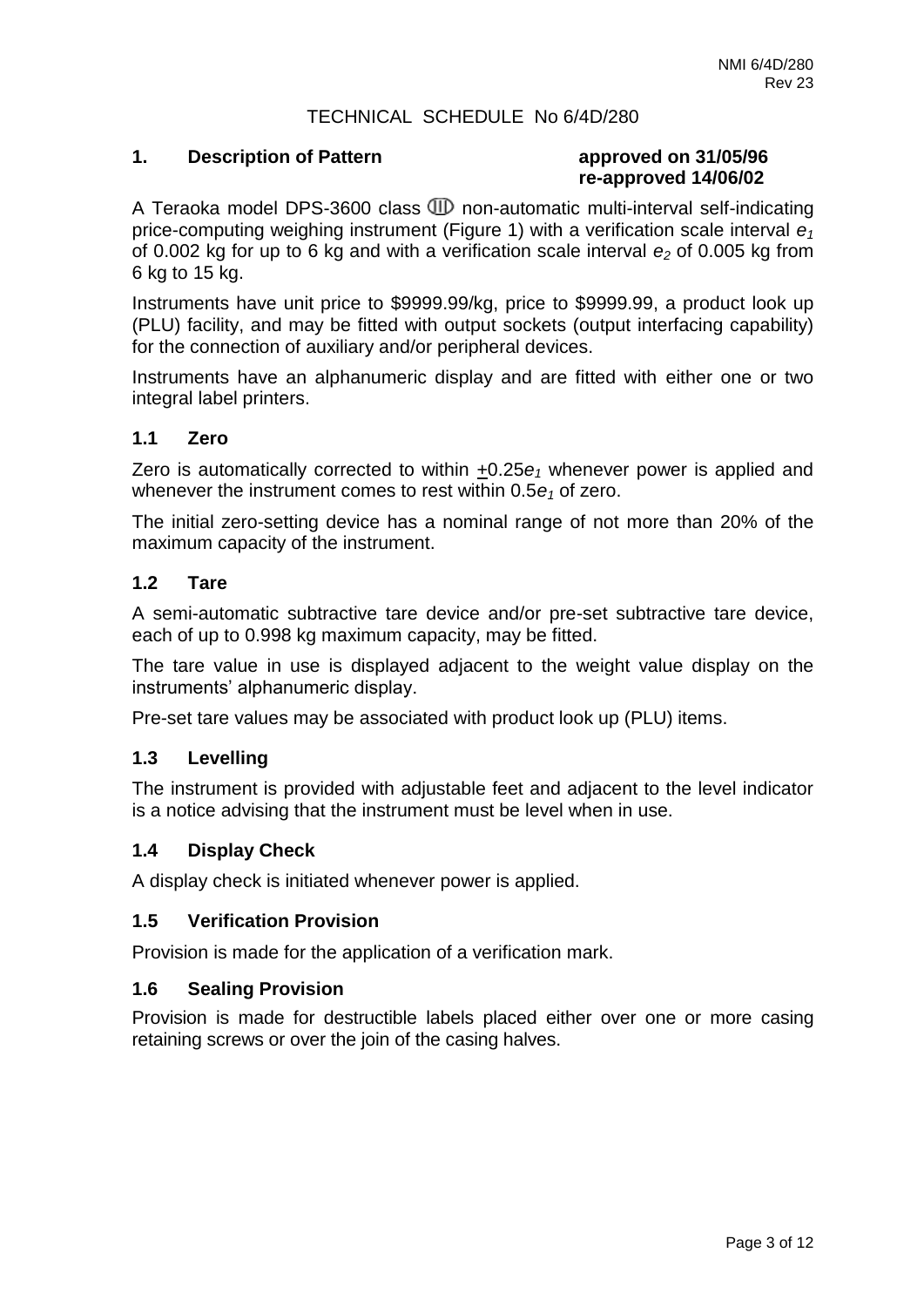NMI 6/4D/280
Rev 23

# TECHNICAL SCHEDULE No 6/4D/280

## 1. Description of Pattern

**approved on 31/05/96**
**re-approved 14/06/02**

A Teraoka model DPS-3600 class Ⓘ non-automatic multi-interval self-indicating price-computing weighing instrument (Figure 1) with a verification scale interval $e_1$ of 0.002 kg for up to 6 kg and with a verification scale interval $e_2$ of 0.005 kg from 6 kg to 15 kg.

Instruments have unit price to $9999.99/kg, price to $9999.99, a product look up (PLU) facility, and may be fitted with output sockets (output interfacing capability) for the connection of auxiliary and/or peripheral devices.

Instruments have an alphanumeric display and are fitted with either one or two integral label printers.

### 1.1 Zero

Zero is automatically corrected to within $\pm 0.25e_1$ whenever power is applied and whenever the instrument comes to rest within $0.5e_1$ of zero.

The initial zero-setting device has a nominal range of not more than 20% of the maximum capacity of the instrument.

### 1.2 Tare

A semi-automatic subtractive tare device and/or pre-set subtractive tare device, each of up to 0.998 kg maximum capacity, may be fitted.

The tare value in use is displayed adjacent to the weight value display on the instruments' alphanumeric display.

Pre-set tare values may be associated with product look up (PLU) items.

### 1.3 Levelling

The instrument is provided with adjustable feet and adjacent to the level indicator is a notice advising that the instrument must be level when in use.

### 1.4 Display Check

A display check is initiated whenever power is applied.

### 1.5 Verification Provision

Provision is made for the application of a verification mark.

### 1.6 Sealing Provision

Provision is made for destructible labels placed either over one or more casing retaining screws or over the join of the casing halves.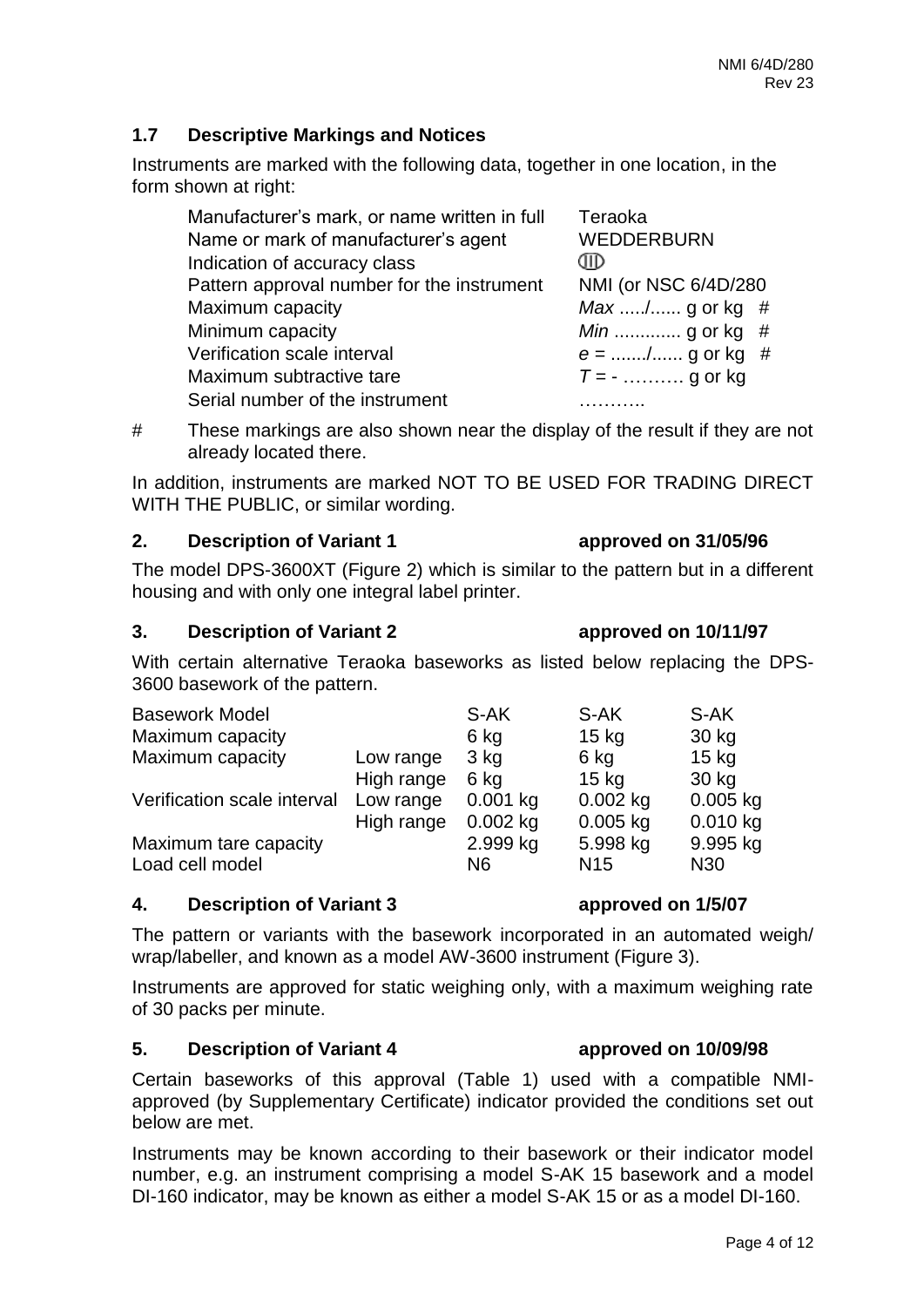## 1.7 Descriptive Markings and Notices

Instruments are marked with the following data, together in one location, in the form shown at right:

| | |
|---|---|
| Manufacturer's mark, or name written in full | Teraoka |
| Name or mark of manufacturer's agent | WEDDERBURN |
| Indication of accuracy class | (III) |
| Pattern approval number for the instrument | NMI (or NSC 6/4D/280 |
| Maximum capacity | *Max* ...../...... g or kg # |
| Minimum capacity | *Min* ............. g or kg # |
| Verification scale interval | *e* = ......./...... g or kg # |
| Maximum subtractive tare | *T* = - ………. g or kg |
| Serial number of the instrument | ……….. |

\# These markings are also shown near the display of the result if they are not already located there.

In addition, instruments are marked NOT TO BE USED FOR TRADING DIRECT WITH THE PUBLIC, or similar wording.

## 2. Description of Variant 1 approved on 31/05/96

The model DPS-3600XT (Figure 2) which is similar to the pattern but in a different housing and with only one integral label printer.

## 3. Description of Variant 2 approved on 10/11/97

With certain alternative Teraoka baseworks as listed below replacing the DPS-3600 basework of the pattern.

| Basework Model | | S-AK | S-AK | S-AK |
|---|---|---|---|---|
| Maximum capacity | | 6 kg | 15 kg | 30 kg |
| Maximum capacity | Low range | 3 kg | 6 kg | 15 kg |
| | High range | 6 kg | 15 kg | 30 kg |
| Verification scale interval | Low range | 0.001 kg | 0.002 kg | 0.005 kg |
| | High range | 0.002 kg | 0.005 kg | 0.010 kg |
| Maximum tare capacity | | 2.999 kg | 5.998 kg | 9.995 kg |
| Load cell model | | N6 | N15 | N30 |

## 4. Description of Variant 3 approved on 1/5/07

The pattern or variants with the basework incorporated in an automated weigh/ wrap/labeller, and known as a model AW-3600 instrument (Figure 3).

Instruments are approved for static weighing only, with a maximum weighing rate of 30 packs per minute.

## 5. Description of Variant 4 approved on 10/09/98

Certain baseworks of this approval (Table 1) used with a compatible NMI-approved (by Supplementary Certificate) indicator provided the conditions set out below are met.

Instruments may be known according to their basework or their indicator model number, e.g. an instrument comprising a model S-AK 15 basework and a model DI-160 indicator, may be known as either a model S-AK 15 or as a model DI-160.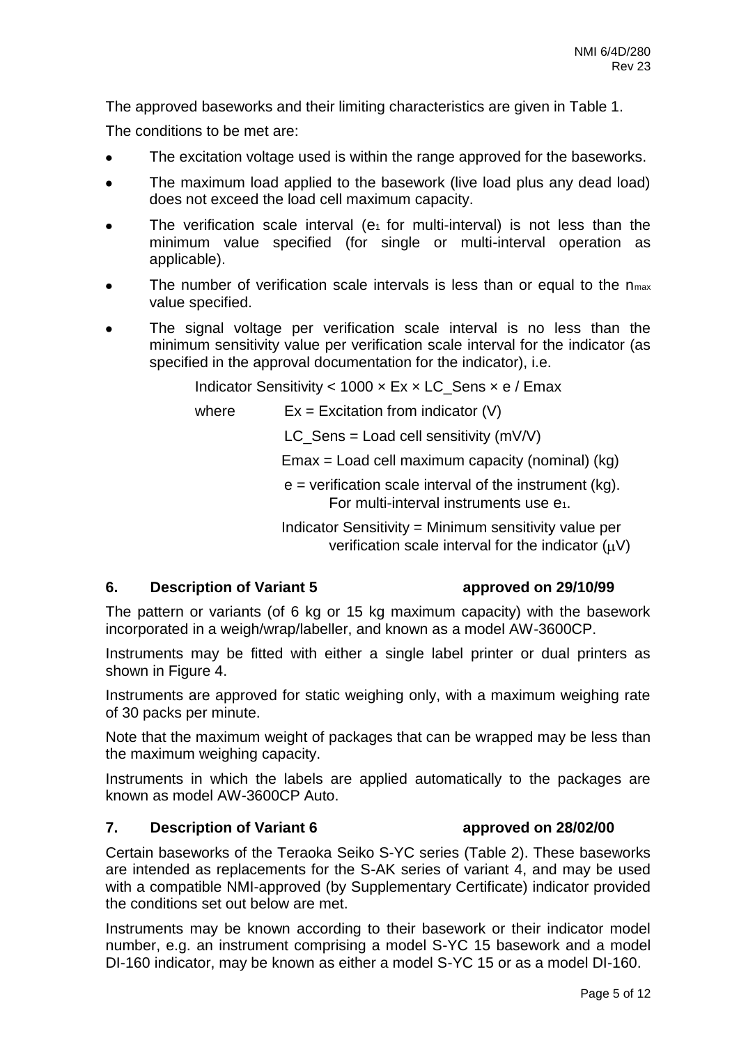The approved baseworks and their limiting characteristics are given in Table 1.

The conditions to be met are:

- The excitation voltage used is within the range approved for the baseworks.
- The maximum load applied to the basework (live load plus any dead load) does not exceed the load cell maximum capacity.
- The verification scale interval ($e_1$ for multi-interval) is not less than the minimum value specified (for single or multi-interval operation as applicable).
- The number of verification scale intervals is less than or equal to the $n_{max}$ value specified.
- The signal voltage per verification scale interval is no less than the minimum sensitivity value per verification scale interval for the indicator (as specified in the approval documentation for the indicator), i.e.

  Indicator Sensitivity < 1000 × Ex × LC_Sens × e / Emax

  where Ex = Excitation from indicator (V)

  LC_Sens = Load cell sensitivity (mV/V)

  Emax = Load cell maximum capacity (nominal) (kg)

  e = verification scale interval of the instrument (kg). For multi-interval instruments use $e_1$.

  Indicator Sensitivity = Minimum sensitivity value per verification scale interval for the indicator ($\mu$V)

## 6. Description of Variant 5 approved on 29/10/99

The pattern or variants (of 6 kg or 15 kg maximum capacity) with the basework incorporated in a weigh/wrap/labeller, and known as a model AW-3600CP.

Instruments may be fitted with either a single label printer or dual printers as shown in Figure 4.

Instruments are approved for static weighing only, with a maximum weighing rate of 30 packs per minute.

Note that the maximum weight of packages that can be wrapped may be less than the maximum weighing capacity.

Instruments in which the labels are applied automatically to the packages are known as model AW-3600CP Auto.

## 7. Description of Variant 6 approved on 28/02/00

Certain baseworks of the Teraoka Seiko S-YC series (Table 2). These baseworks are intended as replacements for the S-AK series of variant 4, and may be used with a compatible NMI-approved (by Supplementary Certificate) indicator provided the conditions set out below are met.

Instruments may be known according to their basework or their indicator model number, e.g. an instrument comprising a model S-YC 15 basework and a model DI-160 indicator, may be known as either a model S-YC 15 or as a model DI-160.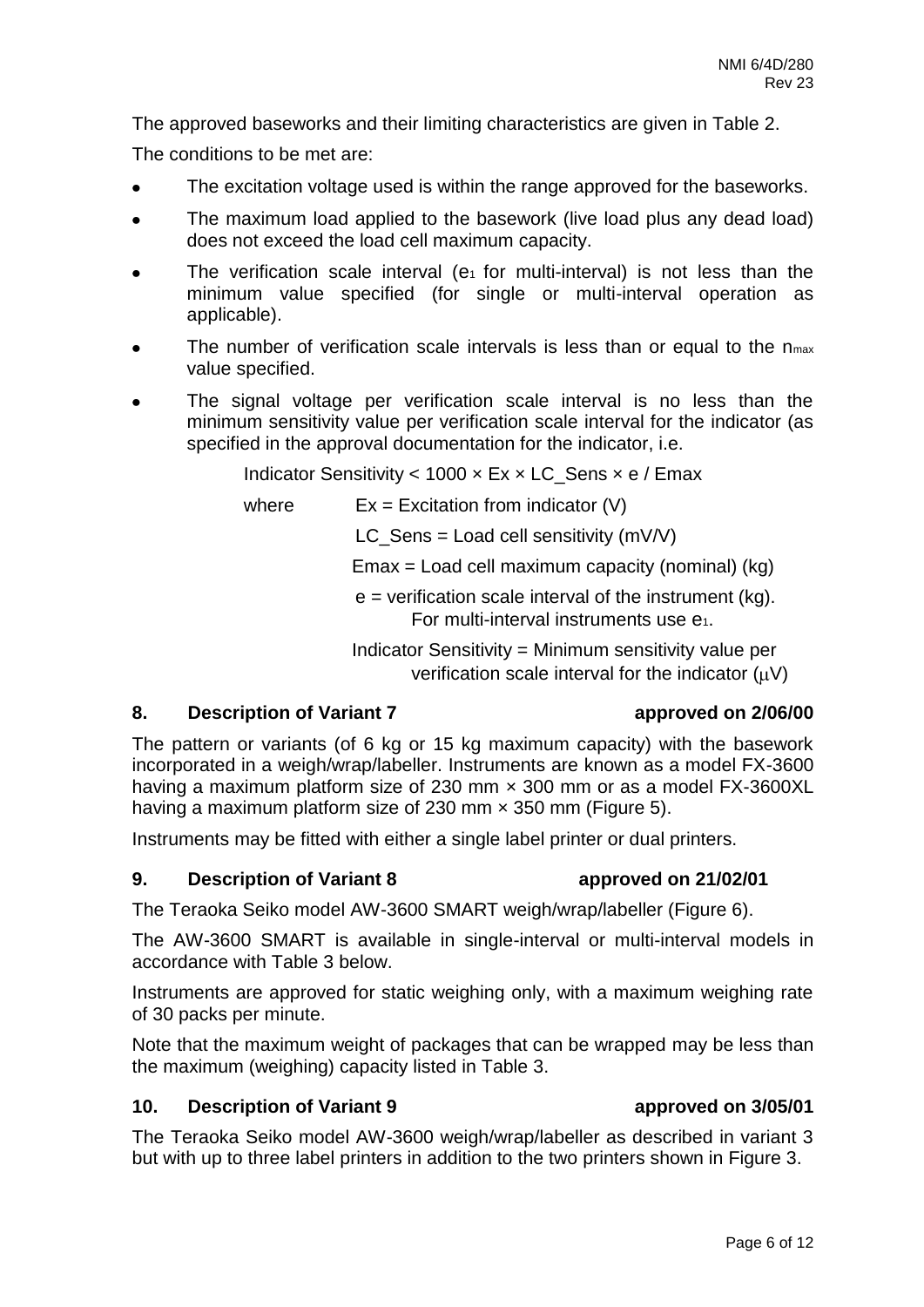The approved baseworks and their limiting characteristics are given in Table 2.

The conditions to be met are:

- The excitation voltage used is within the range approved for the baseworks.
- The maximum load applied to the basework (live load plus any dead load) does not exceed the load cell maximum capacity.
- The verification scale interval ($e_1$ for multi-interval) is not less than the minimum value specified (for single or multi-interval operation as applicable).
- The number of verification scale intervals is less than or equal to the $n_{max}$ value specified.
- The signal voltage per verification scale interval is no less than the minimum sensitivity value per verification scale interval for the indicator (as specified in the approval documentation for the indicator, i.e.

  Indicator Sensitivity < 1000 × Ex × LC_Sens × e / Emax

  where Ex = Excitation from indicator (V)

  LC_Sens = Load cell sensitivity (mV/V)

  Emax = Load cell maximum capacity (nominal) (kg)

  e = verification scale interval of the instrument (kg). For multi-interval instruments use $e_1$.

  Indicator Sensitivity = Minimum sensitivity value per verification scale interval for the indicator ($\mu$V)

## 8. Description of Variant 7 approved on 2/06/00

The pattern or variants (of 6 kg or 15 kg maximum capacity) with the basework incorporated in a weigh/wrap/labeller. Instruments are known as a model FX-3600 having a maximum platform size of 230 mm × 300 mm or as a model FX-3600XL having a maximum platform size of 230 mm × 350 mm (Figure 5).

Instruments may be fitted with either a single label printer or dual printers.

## 9. Description of Variant 8 approved on 21/02/01

The Teraoka Seiko model AW-3600 SMART weigh/wrap/labeller (Figure 6).

The AW-3600 SMART is available in single-interval or multi-interval models in accordance with Table 3 below.

Instruments are approved for static weighing only, with a maximum weighing rate of 30 packs per minute.

Note that the maximum weight of packages that can be wrapped may be less than the maximum (weighing) capacity listed in Table 3.

## 10. Description of Variant 9 approved on 3/05/01

The Teraoka Seiko model AW-3600 weigh/wrap/labeller as described in variant 3 but with up to three label printers in addition to the two printers shown in Figure 3.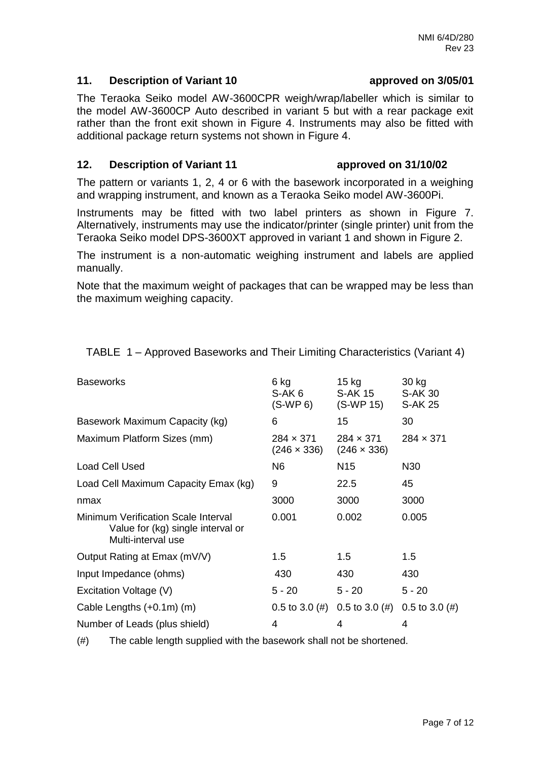## 11. Description of Variant 10 approved on 3/05/01

The Teraoka Seiko model AW-3600CPR weigh/wrap/labeller which is similar to the model AW-3600CP Auto described in variant 5 but with a rear package exit rather than the front exit shown in Figure 4. Instruments may also be fitted with additional package return systems not shown in Figure 4.

## 12. Description of Variant 11 approved on 31/10/02

The pattern or variants 1, 2, 4 or 6 with the basework incorporated in a weighing and wrapping instrument, and known as a Teraoka Seiko model AW-3600Pi.

Instruments may be fitted with two label printers as shown in Figure 7. Alternatively, instruments may use the indicator/printer (single printer) unit from the Teraoka Seiko model DPS-3600XT approved in variant 1 and shown in Figure 2.

The instrument is a non-automatic weighing instrument and labels are applied manually.

Note that the maximum weight of packages that can be wrapped may be less than the maximum weighing capacity.

TABLE 1 – Approved Baseworks and Their Limiting Characteristics (Variant 4)

| Baseworks | 6 kg S-AK 6 (S-WP 6) | 15 kg S-AK 15 (S-WP 15) | 30 kg S-AK 30 S-AK 25 |
|---|---|---|---|
| Basework Maximum Capacity (kg) | 6 | 15 | 30 |
| Maximum Platform Sizes (mm) | 284 × 371 (246 × 336) | 284 × 371 (246 × 336) | 284 × 371 |
| Load Cell Used | N6 | N15 | N30 |
| Load Cell Maximum Capacity Emax (kg) | 9 | 22.5 | 45 |
| nmax | 3000 | 3000 | 3000 |
| Minimum Verification Scale Interval Value for (kg) single interval or Multi-interval use | 0.001 | 0.002 | 0.005 |
| Output Rating at Emax (mV/V) | 1.5 | 1.5 | 1.5 |
| Input Impedance (ohms) | 430 | 430 | 430 |
| Excitation Voltage (V) | 5 - 20 | 5 - 20 | 5 - 20 |
| Cable Lengths (+0.1m) (m) | 0.5 to 3.0 (#) | 0.5 to 3.0 (#) | 0.5 to 3.0 (#) |
| Number of Leads (plus shield) | 4 | 4 | 4 |

(#) The cable length supplied with the basework shall not be shortened.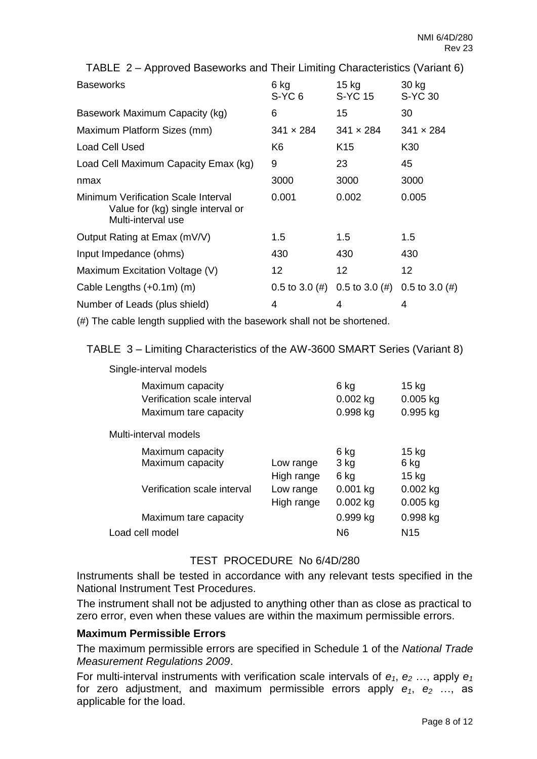TABLE 2 – Approved Baseworks and Their Limiting Characteristics (Variant 6)

| Baseworks | 6 kg S-YC 6 | 15 kg S-YC 15 | 30 kg S-YC 30 |
|---|---|---|---|
| Basework Maximum Capacity (kg) | 6 | 15 | 30 |
| Maximum Platform Sizes (mm) | 341 × 284 | 341 × 284 | 341 × 284 |
| Load Cell Used | K6 | K15 | K30 |
| Load Cell Maximum Capacity Emax (kg) | 9 | 23 | 45 |
| nmax | 3000 | 3000 | 3000 |
| Minimum Verification Scale Interval Value for (kg) single interval or Multi-interval use | 0.001 | 0.002 | 0.005 |
| Output Rating at Emax (mV/V) | 1.5 | 1.5 | 1.5 |
| Input Impedance (ohms) | 430 | 430 | 430 |
| Maximum Excitation Voltage (V) | 12 | 12 | 12 |
| Cable Lengths (+0.1m) (m) | 0.5 to 3.0 (#) | 0.5 to 3.0 (#) | 0.5 to 3.0 (#) |
| Number of Leads (plus shield) | 4 | 4 | 4 |

(#) The cable length supplied with the basework shall not be shortened.

TABLE 3 – Limiting Characteristics of the AW-3600 SMART Series (Variant 8)

| | | | |
|---|---|---|---|
| **Single-interval models** | | | |
| Maximum capacity | | 6 kg | 15 kg |
| Verification scale interval | | 0.002 kg | 0.005 kg |
| Maximum tare capacity | | 0.998 kg | 0.995 kg |
| **Multi-interval models** | | | |
| Maximum capacity | | 6 kg | 15 kg |
| Maximum capacity | Low range | 3 kg | 6 kg |
| | High range | 6 kg | 15 kg |
| Verification scale interval | Low range | 0.001 kg | 0.002 kg |
| | High range | 0.002 kg | 0.005 kg |
| Maximum tare capacity | | 0.999 kg | 0.998 kg |
| Load cell model | | N6 | N15 |

## TEST PROCEDURE No 6/4D/280

Instruments shall be tested in accordance with any relevant tests specified in the National Instrument Test Procedures.

The instrument shall not be adjusted to anything other than as close as practical to zero error, even when these values are within the maximum permissible errors.

### Maximum Permissible Errors

The maximum permissible errors are specified in Schedule 1 of the *National Trade Measurement Regulations 2009*.

For multi-interval instruments with verification scale intervals of $e_1$, $e_2$ …, apply $e_1$ for zero adjustment, and maximum permissible errors apply $e_1$, $e_2$ …, as applicable for the load.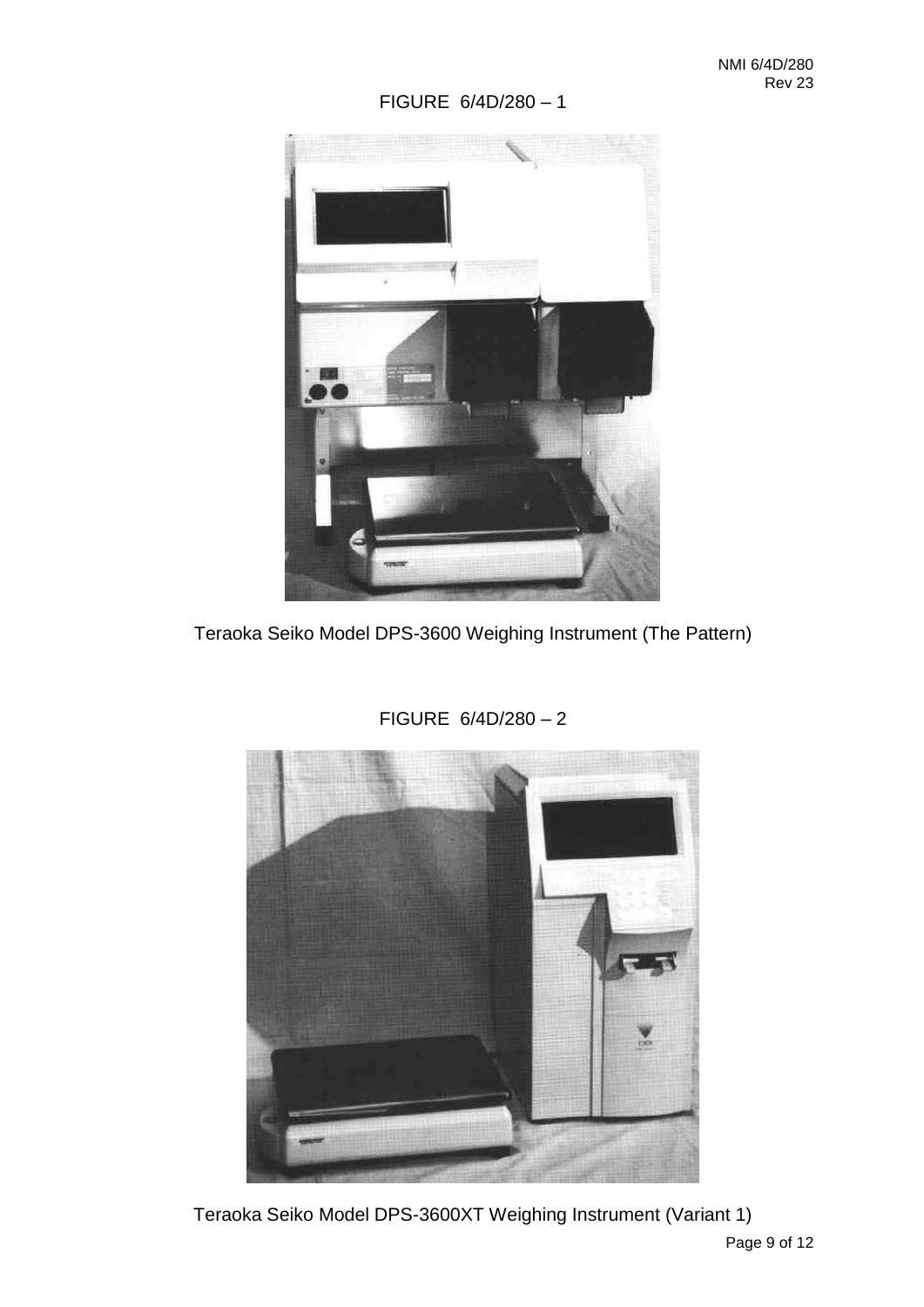FIGURE 6/4D/280 – 1

Teraoka Seiko Model DPS-3600 Weighing Instrument (The Pattern)

FIGURE 6/4D/280 – 2

Teraoka Seiko Model DPS-3600XT Weighing Instrument (Variant 1)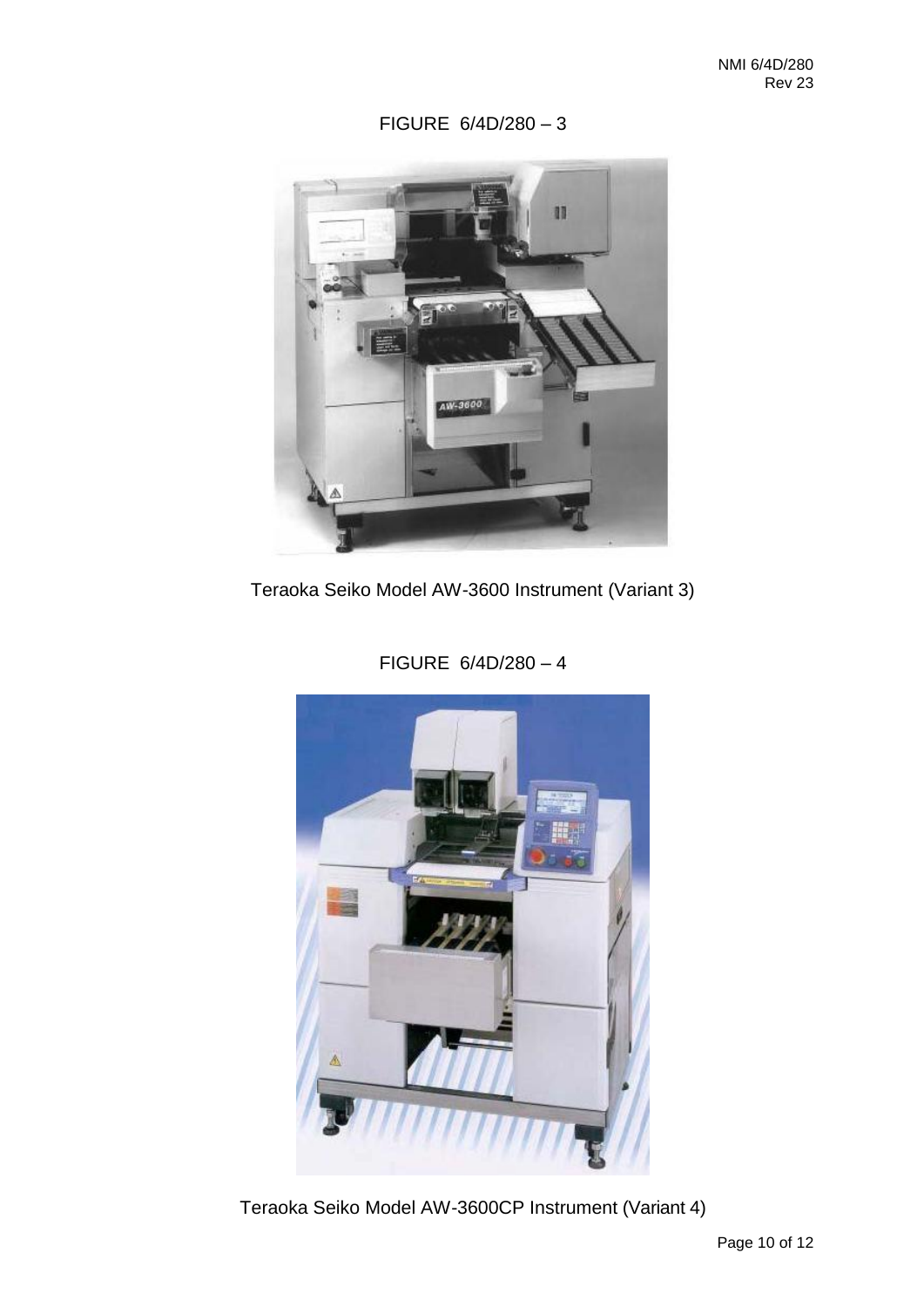FIGURE 6/4D/280 – 3

Teraoka Seiko Model AW-3600 Instrument (Variant 3)

FIGURE 6/4D/280 – 4

Teraoka Seiko Model AW-3600CP Instrument (Variant 4)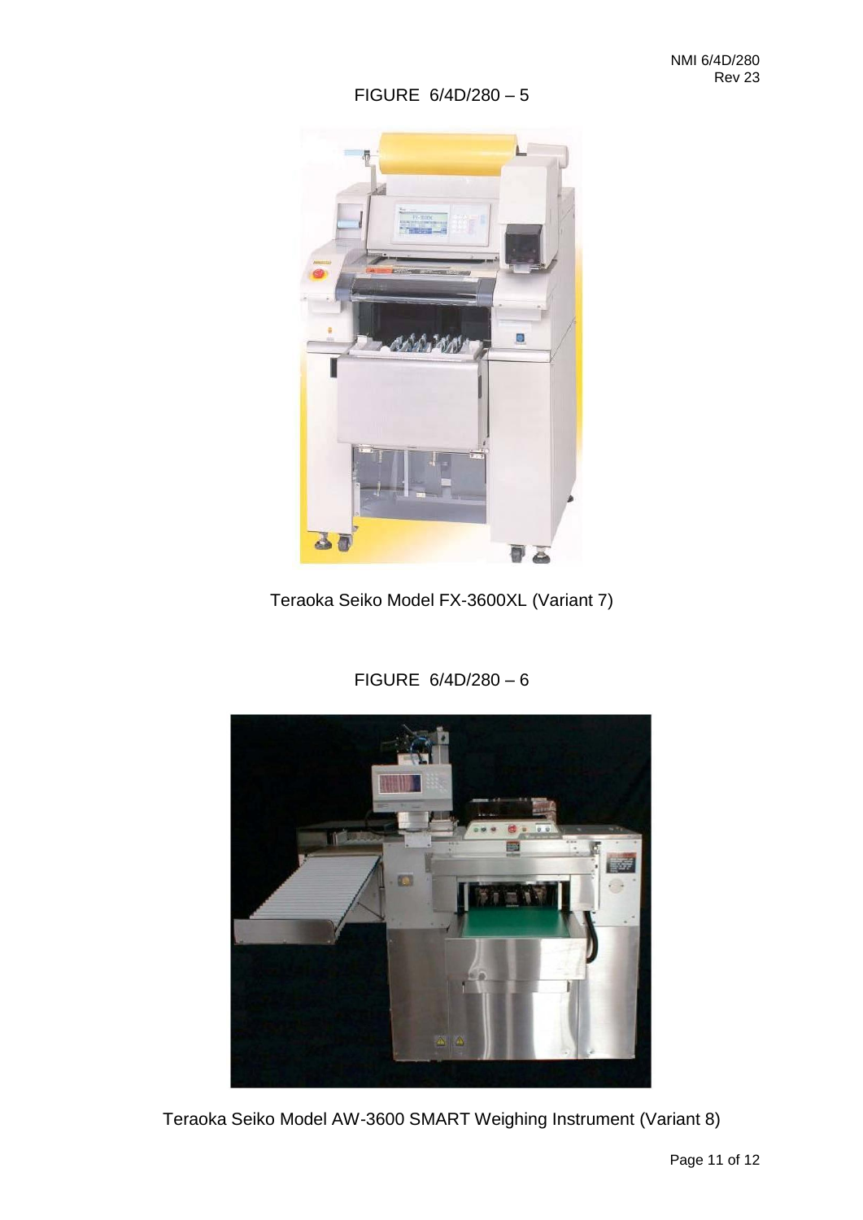FIGURE 6/4D/280 – 5

Teraoka Seiko Model FX-3600XL (Variant 7)

FIGURE 6/4D/280 – 6

Teraoka Seiko Model AW-3600 SMART Weighing Instrument (Variant 8)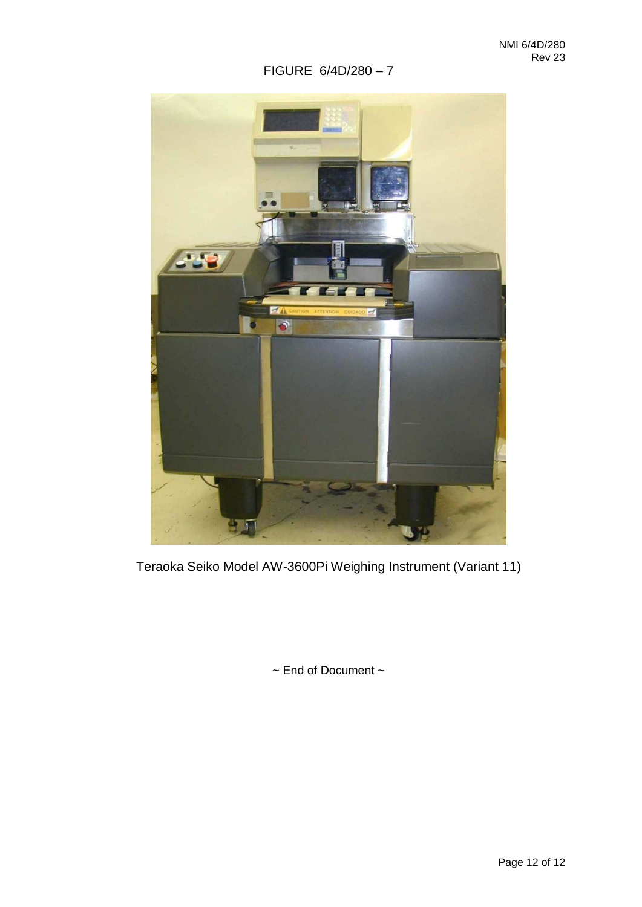FIGURE 6/4D/280 – 7

Teraoka Seiko Model AW-3600Pi Weighing Instrument (Variant 11)

~ End of Document ~